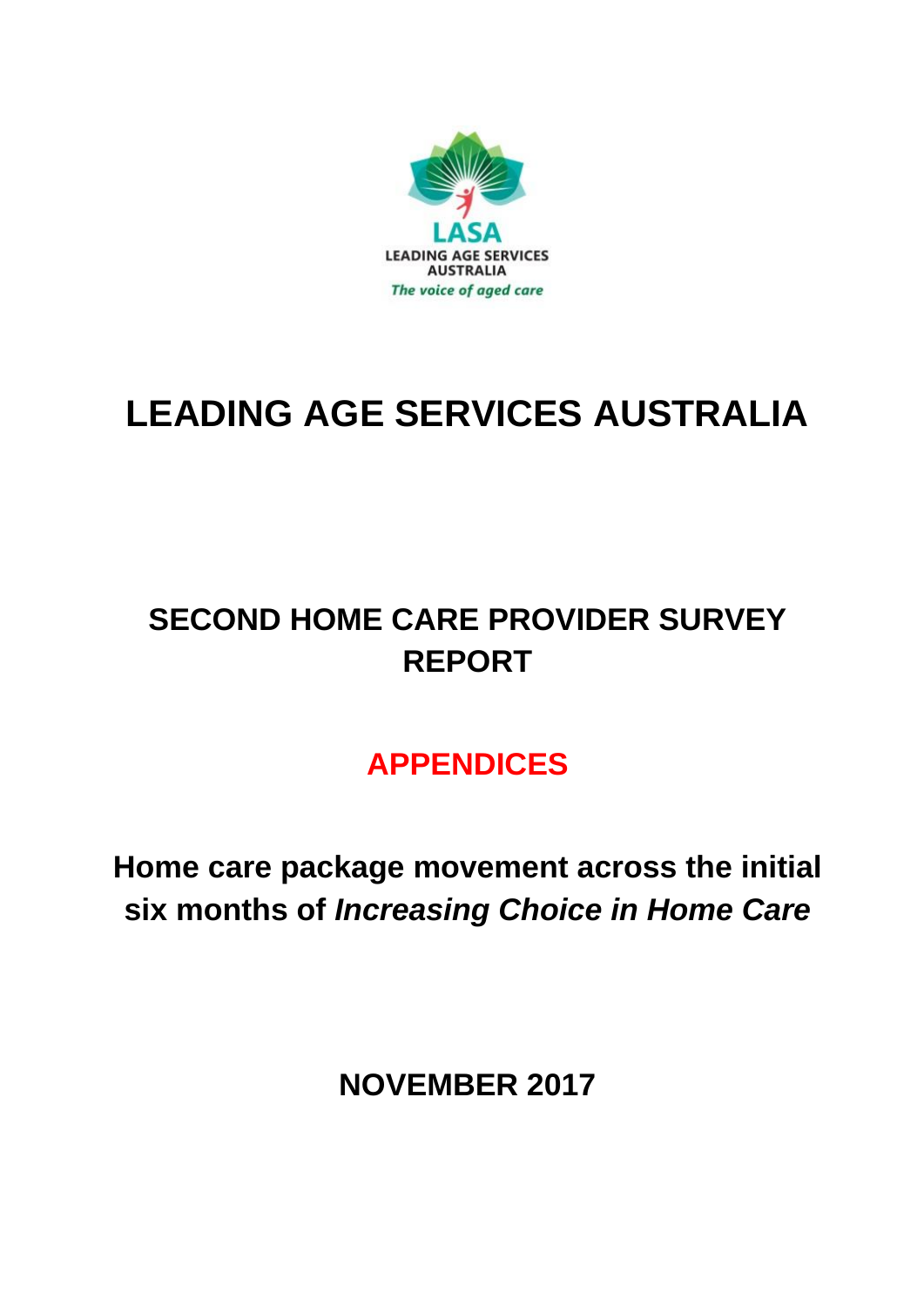LASA
LEADING AGE SERVICES
AUSTRALIA
*The voice of aged care*

# LEADING AGE SERVICES AUSTRALIA

## SECOND HOME CARE PROVIDER SURVEY REPORT

## APPENDICES

## Home care package movement across the initial six months of *Increasing Choice in Home Care*

## NOVEMBER 2017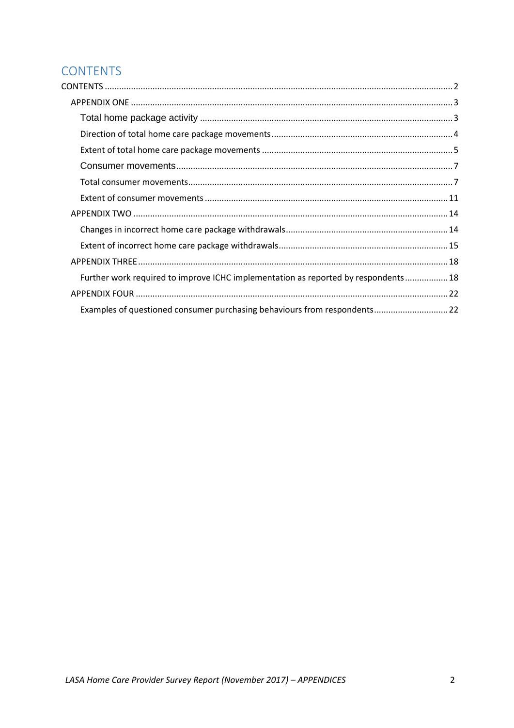# CONTENTS

CONTENTS ........ 2

- APPENDIX ONE ........ 3
  - Total home package activity ........ 3
  - Direction of total home care package movements ........ 4
  - Extent of total home care package movements ........ 5
  - Consumer movements ........ 7
  - Total consumer movements ........ 7
  - Extent of consumer movements ........ 11
- APPENDIX TWO ........ 14
  - Changes in incorrect home care package withdrawals ........ 14
  - Extent of incorrect home care package withdrawals ........ 15
- APPENDIX THREE ........ 18
  - Further work required to improve ICHC implementation as reported by respondents ........ 18
- APPENDIX FOUR ........ 22
  - Examples of questioned consumer purchasing behaviours from respondents ........ 22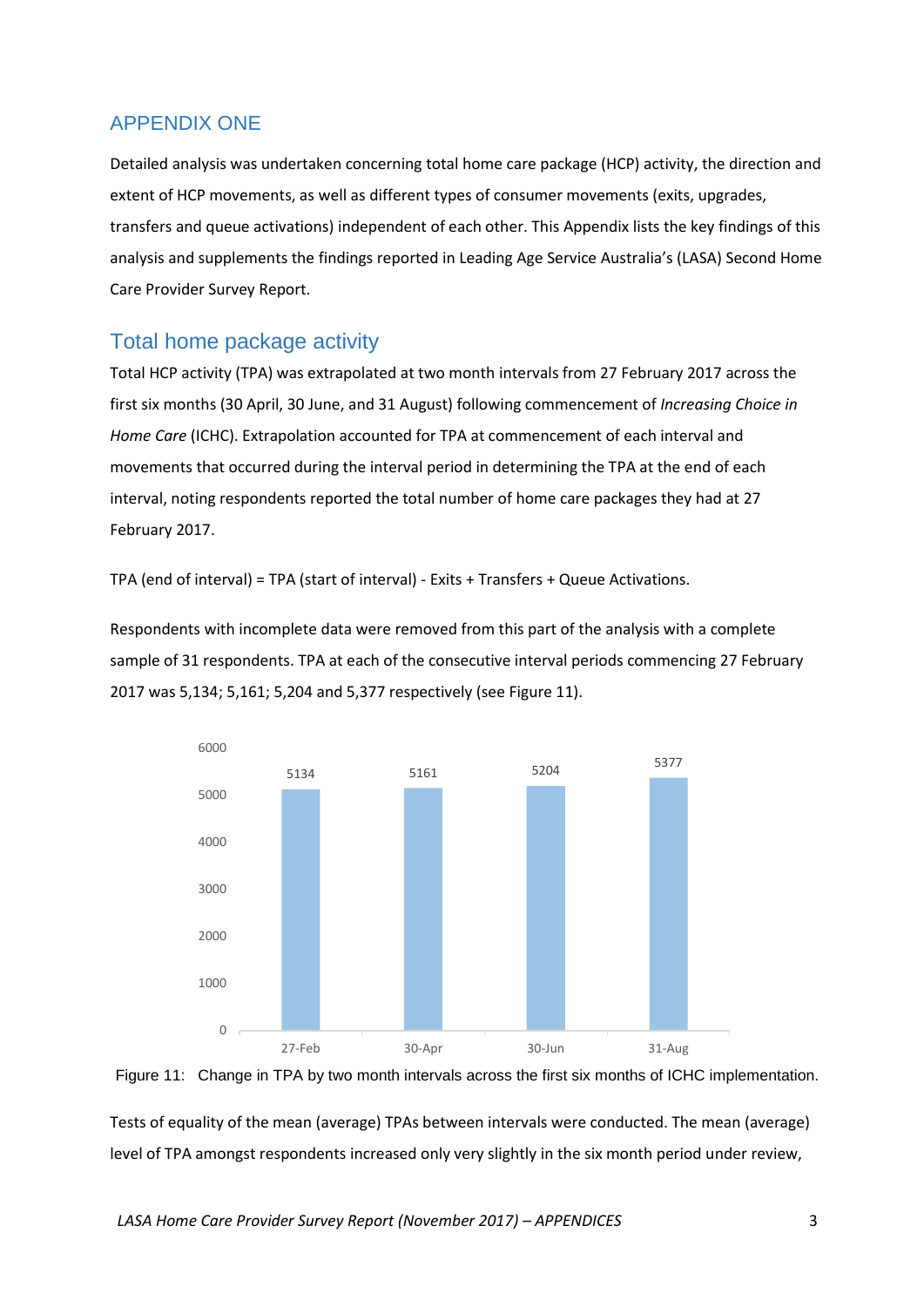# APPENDIX ONE

Detailed analysis was undertaken concerning total home care package (HCP) activity, the direction and extent of HCP movements, as well as different types of consumer movements (exits, upgrades, transfers and queue activations) independent of each other. This Appendix lists the key findings of this analysis and supplements the findings reported in Leading Age Service Australia's (LASA) Second Home Care Provider Survey Report.

## Total home package activity

Total HCP activity (TPA) was extrapolated at two month intervals from 27 February 2017 across the first six months (30 April, 30 June, and 31 August) following commencement of *Increasing Choice in Home Care* (ICHC). Extrapolation accounted for TPA at commencement of each interval and movements that occurred during the interval period in determining the TPA at the end of each interval, noting respondents reported the total number of home care packages they had at 27 February 2017.

TPA (end of interval) = TPA (start of interval) - Exits + Transfers + Queue Activations.

Respondents with incomplete data were removed from this part of the analysis with a complete sample of 31 respondents. TPA at each of the consecutive interval periods commencing 27 February 2017 was 5,134; 5,161; 5,204 and 5,377 respectively (see Figure 11).

| | 27-Feb | 30-Apr | 30-Jun | 31-Aug |
|---|---|---|---|---|
| TPA | 5134 | 5161 | 5204 | 5377 |

Figure 11: Change in TPA by two month intervals across the first six months of ICHC implementation.

Tests of equality of the mean (average) TPAs between intervals were conducted. The mean (average) level of TPA amongst respondents increased only very slightly in the six month period under review,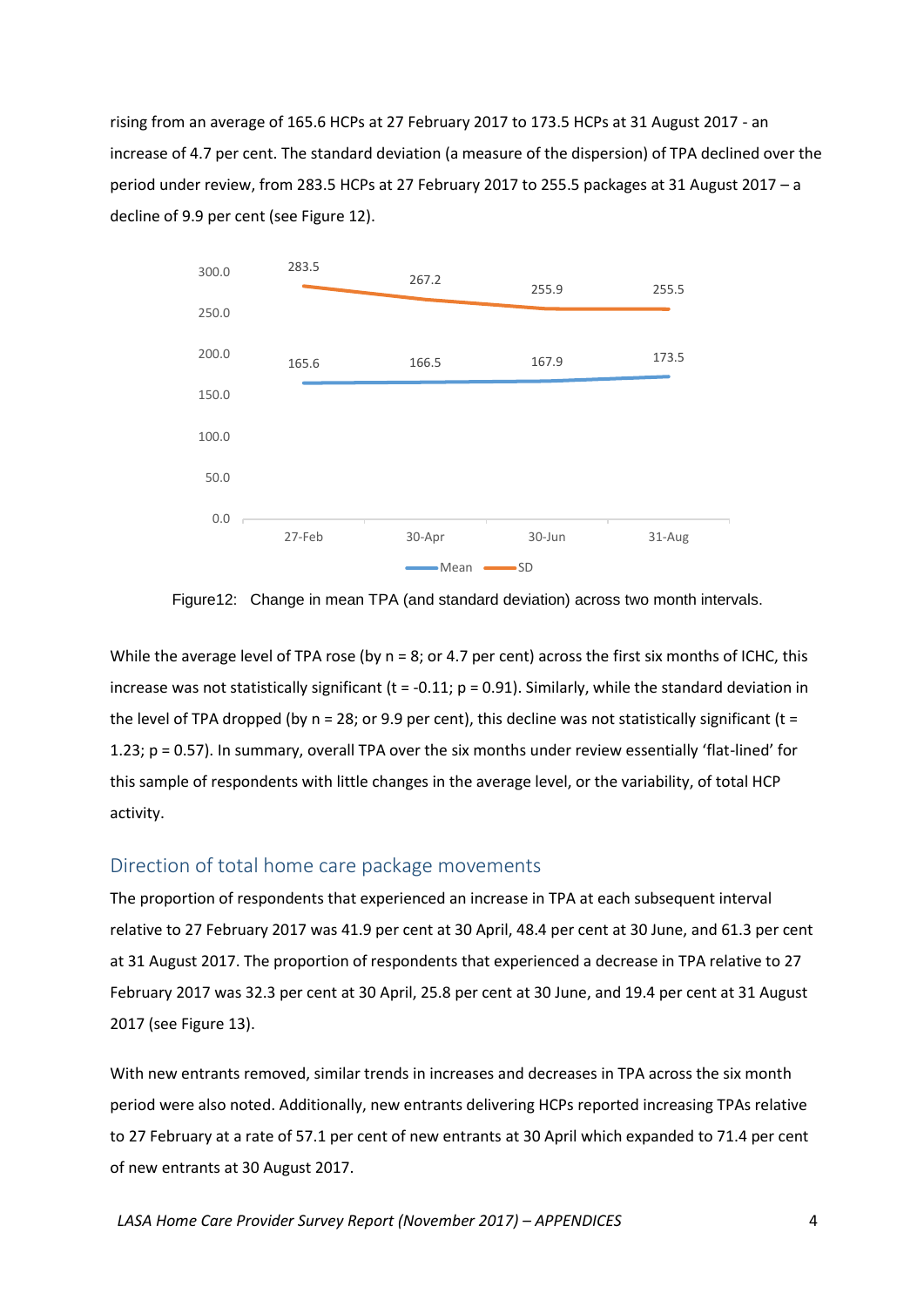rising from an average of 165.6 HCPs at 27 February 2017 to 173.5 HCPs at 31 August 2017 - an increase of 4.7 per cent. The standard deviation (a measure of the dispersion) of TPA declined over the period under review, from 283.5 HCPs at 27 February 2017 to 255.5 packages at 31 August 2017 – a decline of 9.9 per cent (see Figure 12).

| | 27-Feb | 30-Apr | 30-Jun | 31-Aug |
|---|---|---|---|---|
| Mean | 165.6 | 166.5 | 167.9 | 173.5 |
| SD | 283.5 | 267.2 | 255.9 | 255.5 |

Figure12: Change in mean TPA (and standard deviation) across two month intervals.

While the average level of TPA rose (by n = 8; or 4.7 per cent) across the first six months of ICHC, this increase was not statistically significant ($t = -0.11$; $p = 0.91$). Similarly, while the standard deviation in the level of TPA dropped (by n = 28; or 9.9 per cent), this decline was not statistically significant ($t = 1.23$; $p = 0.57$). In summary, overall TPA over the six months under review essentially 'flat-lined' for this sample of respondents with little changes in the average level, or the variability, of total HCP activity.

## Direction of total home care package movements

The proportion of respondents that experienced an increase in TPA at each subsequent interval relative to 27 February 2017 was 41.9 per cent at 30 April, 48.4 per cent at 30 June, and 61.3 per cent at 31 August 2017. The proportion of respondents that experienced a decrease in TPA relative to 27 February 2017 was 32.3 per cent at 30 April, 25.8 per cent at 30 June, and 19.4 per cent at 31 August 2017 (see Figure 13).

With new entrants removed, similar trends in increases and decreases in TPA across the six month period were also noted. Additionally, new entrants delivering HCPs reported increasing TPAs relative to 27 February at a rate of 57.1 per cent of new entrants at 30 April which expanded to 71.4 per cent of new entrants at 30 August 2017.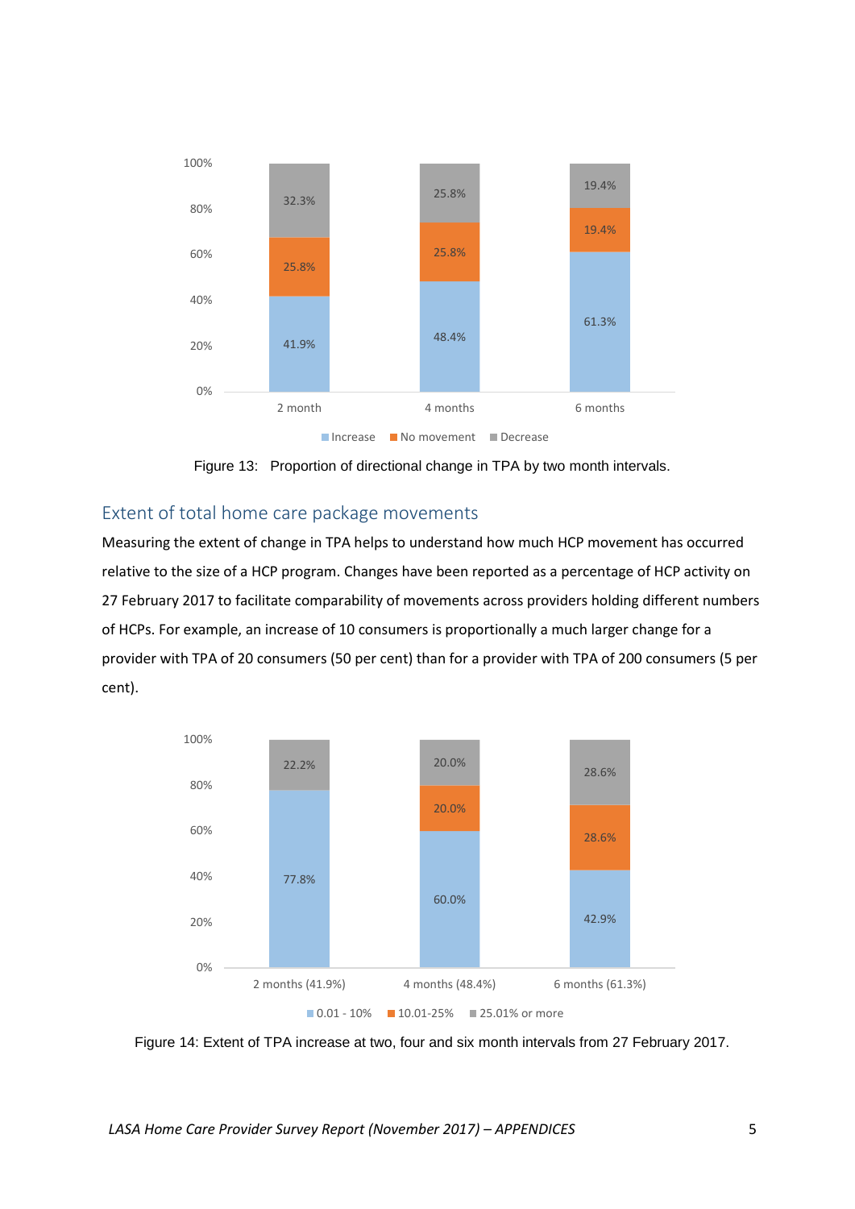| | 2 month | 4 months | 6 months |
|---|---|---|---|
| Increase | 41.9% | 48.4% | 61.3% |
| No movement | 25.8% | 25.8% | 19.4% |
| Decrease | 32.3% | 25.8% | 19.4% |

Figure 13: Proportion of directional change in TPA by two month intervals.

## Extent of total home care package movements

Measuring the extent of change in TPA helps to understand how much HCP movement has occurred relative to the size of a HCP program. Changes have been reported as a percentage of HCP activity on 27 February 2017 to facilitate comparability of movements across providers holding different numbers of HCPs. For example, an increase of 10 consumers is proportionally a much larger change for a provider with TPA of 20 consumers (50 per cent) than for a provider with TPA of 200 consumers (5 per cent).

| | 2 months (41.9%) | 4 months (48.4%) | 6 months (61.3%) |
|---|---|---|---|
| 0.01 - 10% | 77.8% | 60.0% | 42.9% |
| 10.01-25% | | 20.0% | 28.6% |
| 25.01% or more | 22.2% | 20.0% | 28.6% |

Figure 14: Extent of TPA increase at two, four and six month intervals from 27 February 2017.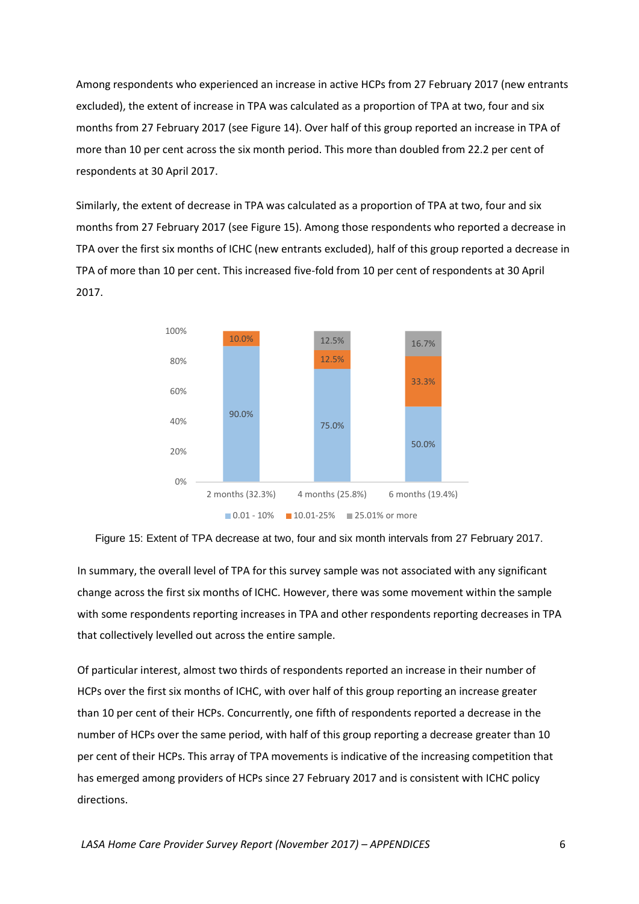Among respondents who experienced an increase in active HCPs from 27 February 2017 (new entrants excluded), the extent of increase in TPA was calculated as a proportion of TPA at two, four and six months from 27 February 2017 (see Figure 14). Over half of this group reported an increase in TPA of more than 10 per cent across the six month period. This more than doubled from 22.2 per cent of respondents at 30 April 2017.

Similarly, the extent of decrease in TPA was calculated as a proportion of TPA at two, four and six months from 27 February 2017 (see Figure 15). Among those respondents who reported a decrease in TPA over the first six months of ICHC (new entrants excluded), half of this group reported a decrease in TPA of more than 10 per cent. This increased five-fold from 10 per cent of respondents at 30 April 2017.

| | 0.01 - 10% | 10.01-25% | 25.01% or more |
|---|---|---|---|
| 2 months (32.3%) | 90.0% | 10.0% | |
| 4 months (25.8%) | 75.0% | 12.5% | 12.5% |
| 6 months (19.4%) | 50.0% | 33.3% | 16.7% |

Figure 15: Extent of TPA decrease at two, four and six month intervals from 27 February 2017.

In summary, the overall level of TPA for this survey sample was not associated with any significant change across the first six months of ICHC. However, there was some movement within the sample with some respondents reporting increases in TPA and other respondents reporting decreases in TPA that collectively levelled out across the entire sample.

Of particular interest, almost two thirds of respondents reported an increase in their number of HCPs over the first six months of ICHC, with over half of this group reporting an increase greater than 10 per cent of their HCPs. Concurrently, one fifth of respondents reported a decrease in the number of HCPs over the same period, with half of this group reporting a decrease greater than 10 per cent of their HCPs. This array of TPA movements is indicative of the increasing competition that has emerged among providers of HCPs since 27 February 2017 and is consistent with ICHC policy directions.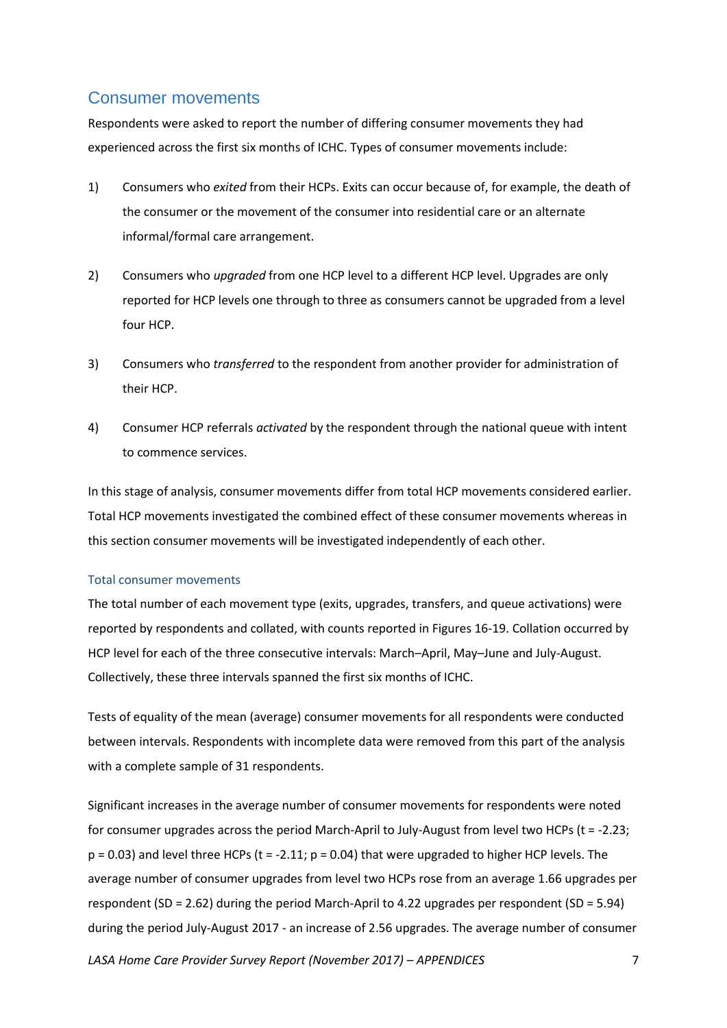## Consumer movements

Respondents were asked to report the number of differing consumer movements they had experienced across the first six months of ICHC. Types of consumer movements include:

1) Consumers who *exited* from their HCPs. Exits can occur because of, for example, the death of the consumer or the movement of the consumer into residential care or an alternate informal/formal care arrangement.

2) Consumers who *upgraded* from one HCP level to a different HCP level. Upgrades are only reported for HCP levels one through to three as consumers cannot be upgraded from a level four HCP.

3) Consumers who *transferred* to the respondent from another provider for administration of their HCP.

4) Consumer HCP referrals *activated* by the respondent through the national queue with intent to commence services.

In this stage of analysis, consumer movements differ from total HCP movements considered earlier. Total HCP movements investigated the combined effect of these consumer movements whereas in this section consumer movements will be investigated independently of each other.

### Total consumer movements

The total number of each movement type (exits, upgrades, transfers, and queue activations) were reported by respondents and collated, with counts reported in Figures 16-19. Collation occurred by HCP level for each of the three consecutive intervals: March–April, May–June and July-August. Collectively, these three intervals spanned the first six months of ICHC.

Tests of equality of the mean (average) consumer movements for all respondents were conducted between intervals. Respondents with incomplete data were removed from this part of the analysis with a complete sample of 31 respondents.

Significant increases in the average number of consumer movements for respondents were noted for consumer upgrades across the period March-April to July-August from level two HCPs ($t = -2.23$; $p = 0.03$) and level three HCPs ($t = -2.11$; $p = 0.04$) that were upgraded to higher HCP levels. The average number of consumer upgrades from level two HCPs rose from an average 1.66 upgrades per respondent ($SD = 2.62$) during the period March-April to 4.22 upgrades per respondent ($SD = 5.94$) during the period July-August 2017 - an increase of 2.56 upgrades. The average number of consumer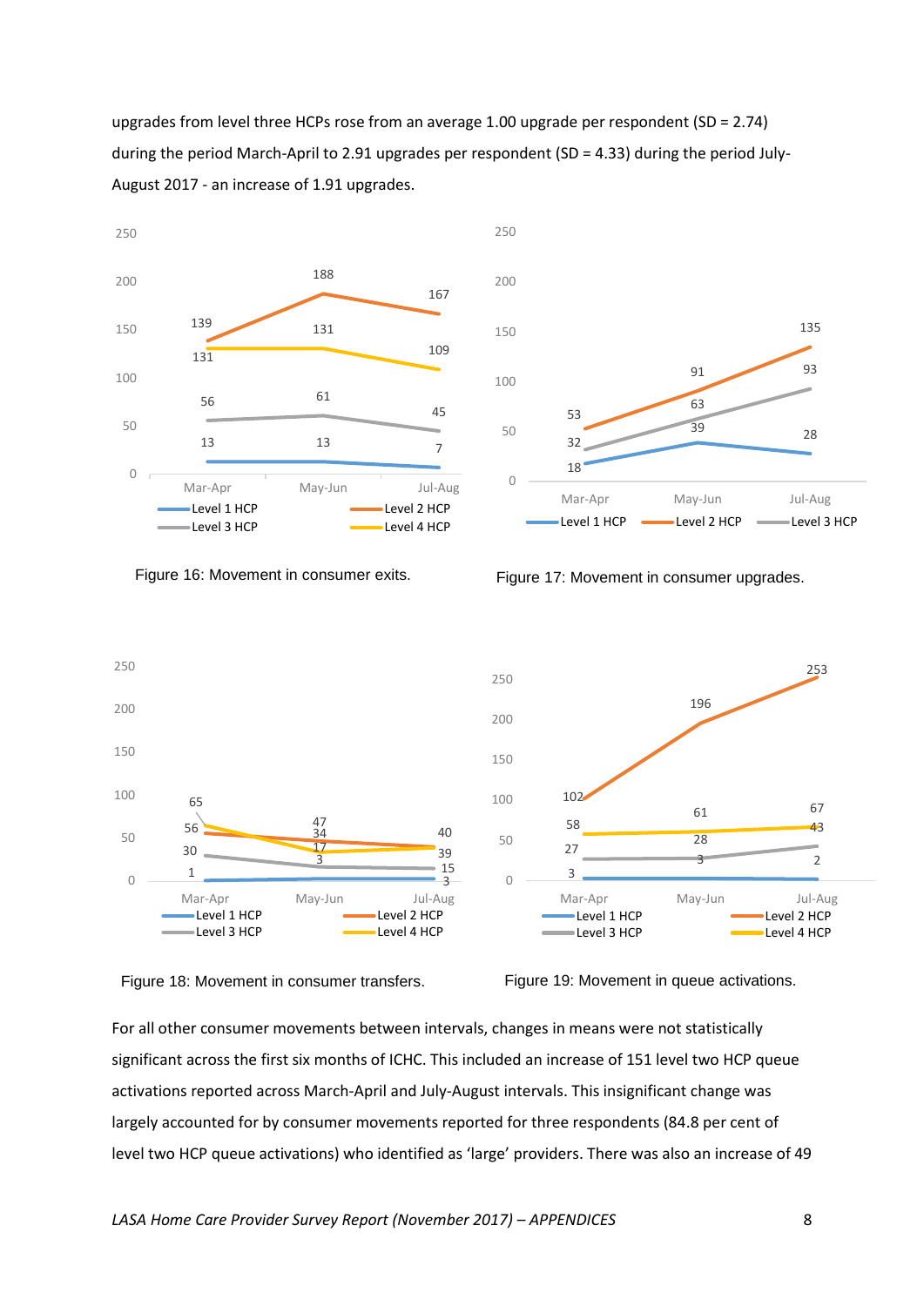upgrades from level three HCPs rose from an average 1.00 upgrade per respondent (SD = 2.74) during the period March-April to 2.91 upgrades per respondent (SD = 4.33) during the period July-August 2017 - an increase of 1.91 upgrades.

Figure 16: Movement in consumer exits.

Figure 17: Movement in consumer upgrades.

Figure 18: Movement in consumer transfers.

Figure 19: Movement in queue activations.

For all other consumer movements between intervals, changes in means were not statistically significant across the first six months of ICHC. This included an increase of 151 level two HCP queue activations reported across March-April and July-August intervals. This insignificant change was largely accounted for by consumer movements reported for three respondents (84.8 per cent of level two HCP queue activations) who identified as 'large' providers. There was also an increase of 49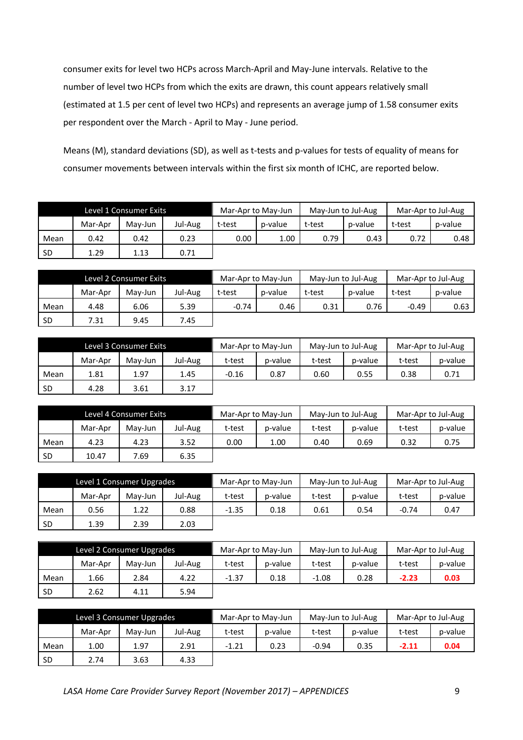consumer exits for level two HCPs across March-April and May-June intervals. Relative to the number of level two HCPs from which the exits are drawn, this count appears relatively small (estimated at 1.5 per cent of level two HCPs) and represents an average jump of 1.58 consumer exits per respondent over the March - April to May - June period.

Means (M), standard deviations (SD), as well as t-tests and p-values for tests of equality of means for consumer movements between intervals within the first six month of ICHC, are reported below.

| Level 1 Consumer Exits | | | | Mar-Apr to May-Jun | | May-Jun to Jul-Aug | | Mar-Apr to Jul-Aug | |
|---|---|---|---|---|---|---|---|---|---|
| | Mar-Apr | May-Jun | Jul-Aug | t-test | p-value | t-test | p-value | t-test | p-value |
| Mean | 0.42 | 0.42 | 0.23 | 0.00 | 1.00 | 0.79 | 0.43 | 0.72 | 0.48 |
| SD | 1.29 | 1.13 | 0.71 | | | | | | |

| Level 2 Consumer Exits | | | | Mar-Apr to May-Jun | | May-Jun to Jul-Aug | | Mar-Apr to Jul-Aug | |
|---|---|---|---|---|---|---|---|---|---|
| | Mar-Apr | May-Jun | Jul-Aug | t-test | p-value | t-test | p-value | t-test | p-value |
| Mean | 4.48 | 6.06 | 5.39 | -0.74 | 0.46 | 0.31 | 0.76 | -0.49 | 0.63 |
| SD | 7.31 | 9.45 | 7.45 | | | | | | |

| Level 3 Consumer Exits | | | | Mar-Apr to May-Jun | | May-Jun to Jul-Aug | | Mar-Apr to Jul-Aug | |
|---|---|---|---|---|---|---|---|---|---|
| | Mar-Apr | May-Jun | Jul-Aug | t-test | p-value | t-test | p-value | t-test | p-value |
| Mean | 1.81 | 1.97 | 1.45 | -0.16 | 0.87 | 0.60 | 0.55 | 0.38 | 0.71 |
| SD | 4.28 | 3.61 | 3.17 | | | | | | |

| Level 4 Consumer Exits | | | | Mar-Apr to May-Jun | | May-Jun to Jul-Aug | | Mar-Apr to Jul-Aug | |
|---|---|---|---|---|---|---|---|---|---|
| | Mar-Apr | May-Jun | Jul-Aug | t-test | p-value | t-test | p-value | t-test | p-value |
| Mean | 4.23 | 4.23 | 3.52 | 0.00 | 1.00 | 0.40 | 0.69 | 0.32 | 0.75 |
| SD | 10.47 | 7.69 | 6.35 | | | | | | |

| Level 1 Consumer Upgrades | | | | Mar-Apr to May-Jun | | May-Jun to Jul-Aug | | Mar-Apr to Jul-Aug | |
|---|---|---|---|---|---|---|---|---|---|
| | Mar-Apr | May-Jun | Jul-Aug | t-test | p-value | t-test | p-value | t-test | p-value |
| Mean | 0.56 | 1.22 | 0.88 | -1.35 | 0.18 | 0.61 | 0.54 | -0.74 | 0.47 |
| SD | 1.39 | 2.39 | 2.03 | | | | | | |

| Level 2 Consumer Upgrades | | | | Mar-Apr to May-Jun | | May-Jun to Jul-Aug | | Mar-Apr to Jul-Aug | |
|---|---|---|---|---|---|---|---|---|---|
| | Mar-Apr | May-Jun | Jul-Aug | t-test | p-value | t-test | p-value | t-test | p-value |
| Mean | 1.66 | 2.84 | 4.22 | -1.37 | 0.18 | -1.08 | 0.28 | **-2.23** | **0.03** |
| SD | 2.62 | 4.11 | 5.94 | | | | | | |

| Level 3 Consumer Upgrades | | | | Mar-Apr to May-Jun | | May-Jun to Jul-Aug | | Mar-Apr to Jul-Aug | |
|---|---|---|---|---|---|---|---|---|---|
| | Mar-Apr | May-Jun | Jul-Aug | t-test | p-value | t-test | p-value | t-test | p-value |
| Mean | 1.00 | 1.97 | 2.91 | -1.21 | 0.23 | -0.94 | 0.35 | **-2.11** | **0.04** |
| SD | 2.74 | 3.63 | 4.33 | | | | | | |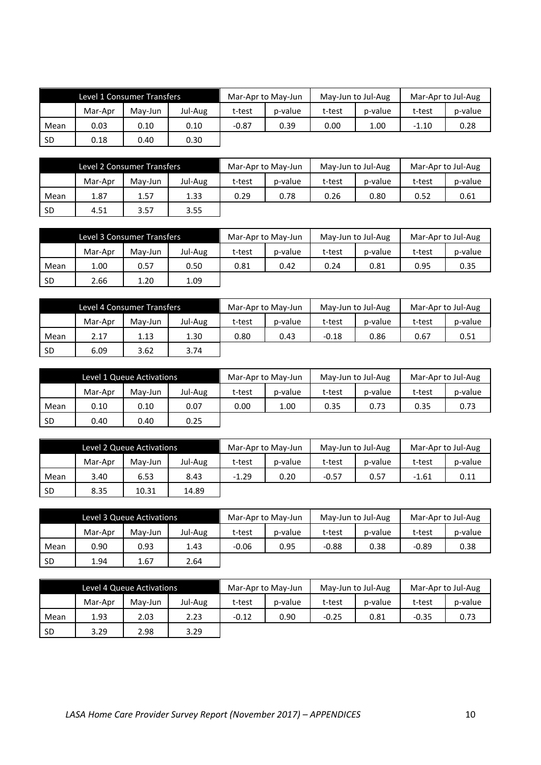| Level 1 Consumer Transfers | | | | Mar-Apr to May-Jun | | May-Jun to Jul-Aug | | Mar-Apr to Jul-Aug | |
|---|---|---|---|---|---|---|---|---|---|
| | Mar-Apr | May-Jun | Jul-Aug | t-test | p-value | t-test | p-value | t-test | p-value |
| Mean | 0.03 | 0.10 | 0.10 | -0.87 | 0.39 | 0.00 | 1.00 | -1.10 | 0.28 |
| SD | 0.18 | 0.40 | 0.30 | | | | | | |

| Level 2 Consumer Transfers | | | | Mar-Apr to May-Jun | | May-Jun to Jul-Aug | | Mar-Apr to Jul-Aug | |
|---|---|---|---|---|---|---|---|---|---|
| | Mar-Apr | May-Jun | Jul-Aug | t-test | p-value | t-test | p-value | t-test | p-value |
| Mean | 1.87 | 1.57 | 1.33 | 0.29 | 0.78 | 0.26 | 0.80 | 0.52 | 0.61 |
| SD | 4.51 | 3.57 | 3.55 | | | | | | |

| Level 3 Consumer Transfers | | | | Mar-Apr to May-Jun | | May-Jun to Jul-Aug | | Mar-Apr to Jul-Aug | |
|---|---|---|---|---|---|---|---|---|---|
| | Mar-Apr | May-Jun | Jul-Aug | t-test | p-value | t-test | p-value | t-test | p-value |
| Mean | 1.00 | 0.57 | 0.50 | 0.81 | 0.42 | 0.24 | 0.81 | 0.95 | 0.35 |
| SD | 2.66 | 1.20 | 1.09 | | | | | | |

| Level 4 Consumer Transfers | | | | Mar-Apr to May-Jun | | May-Jun to Jul-Aug | | Mar-Apr to Jul-Aug | |
|---|---|---|---|---|---|---|---|---|---|
| | Mar-Apr | May-Jun | Jul-Aug | t-test | p-value | t-test | p-value | t-test | p-value |
| Mean | 2.17 | 1.13 | 1.30 | 0.80 | 0.43 | -0.18 | 0.86 | 0.67 | 0.51 |
| SD | 6.09 | 3.62 | 3.74 | | | | | | |

| Level 1 Queue Activations | | | | Mar-Apr to May-Jun | | May-Jun to Jul-Aug | | Mar-Apr to Jul-Aug | |
|---|---|---|---|---|---|---|---|---|---|
| | Mar-Apr | May-Jun | Jul-Aug | t-test | p-value | t-test | p-value | t-test | p-value |
| Mean | 0.10 | 0.10 | 0.07 | 0.00 | 1.00 | 0.35 | 0.73 | 0.35 | 0.73 |
| SD | 0.40 | 0.40 | 0.25 | | | | | | |

| Level 2 Queue Activations | | | | Mar-Apr to May-Jun | | May-Jun to Jul-Aug | | Mar-Apr to Jul-Aug | |
|---|---|---|---|---|---|---|---|---|---|
| | Mar-Apr | May-Jun | Jul-Aug | t-test | p-value | t-test | p-value | t-test | p-value |
| Mean | 3.40 | 6.53 | 8.43 | -1.29 | 0.20 | -0.57 | 0.57 | -1.61 | 0.11 |
| SD | 8.35 | 10.31 | 14.89 | | | | | | |

| Level 3 Queue Activations | | | | Mar-Apr to May-Jun | | May-Jun to Jul-Aug | | Mar-Apr to Jul-Aug | |
|---|---|---|---|---|---|---|---|---|---|
| | Mar-Apr | May-Jun | Jul-Aug | t-test | p-value | t-test | p-value | t-test | p-value |
| Mean | 0.90 | 0.93 | 1.43 | -0.06 | 0.95 | -0.88 | 0.38 | -0.89 | 0.38 |
| SD | 1.94 | 1.67 | 2.64 | | | | | | |

| Level 4 Queue Activations | | | | Mar-Apr to May-Jun | | May-Jun to Jul-Aug | | Mar-Apr to Jul-Aug | |
|---|---|---|---|---|---|---|---|---|---|
| | Mar-Apr | May-Jun | Jul-Aug | t-test | p-value | t-test | p-value | t-test | p-value |
| Mean | 1.93 | 2.03 | 2.23 | -0.12 | 0.90 | -0.25 | 0.81 | -0.35 | 0.73 |
| SD | 3.29 | 2.98 | 3.29 | | | | | | |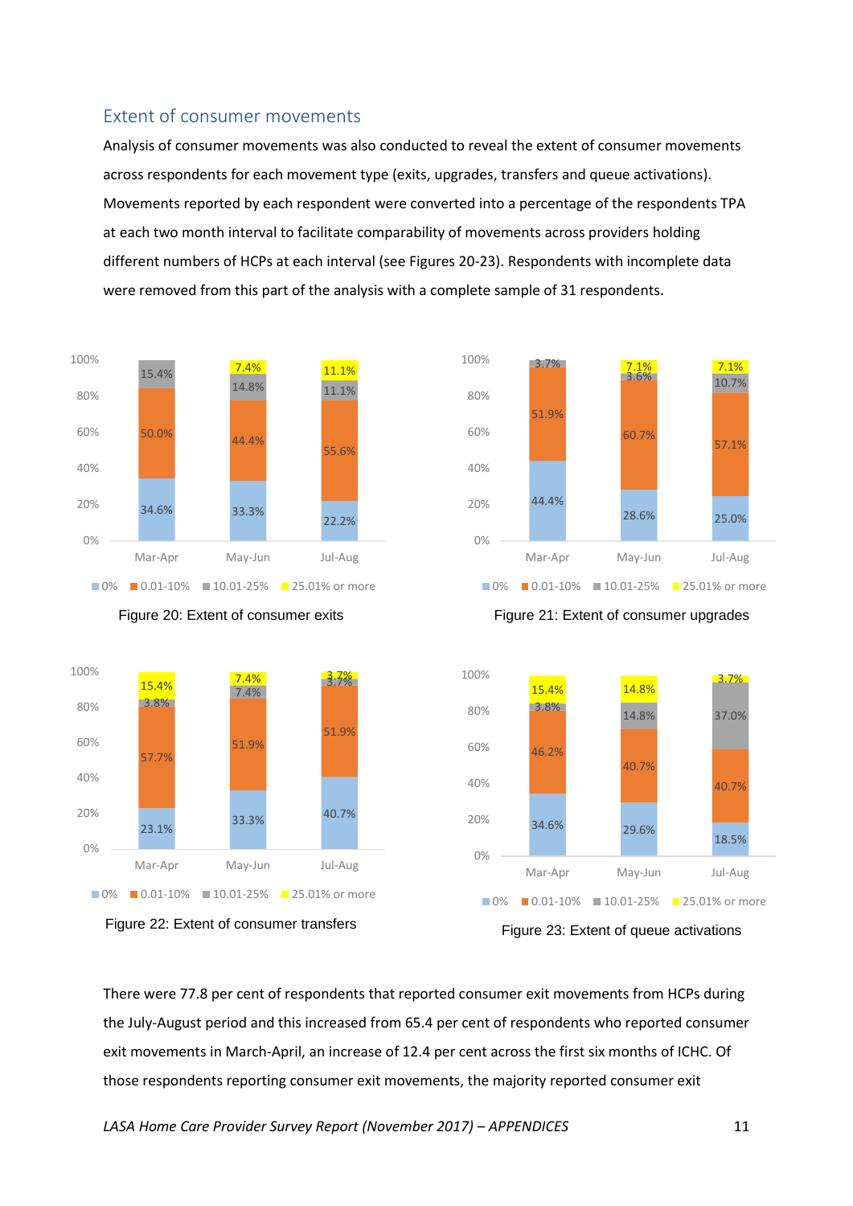## Extent of consumer movements

Analysis of consumer movements was also conducted to reveal the extent of consumer movements across respondents for each movement type (exits, upgrades, transfers and queue activations). Movements reported by each respondent were converted into a percentage of the respondents TPA at each two month interval to facilitate comparability of movements across providers holding different numbers of HCPs at each interval (see Figures 20-23). Respondents with incomplete data were removed from this part of the analysis with a complete sample of 31 respondents.

| | Mar-Apr | May-Jun | Jul-Aug |
|---|---|---|---|
| 0% | 34.6% | 33.3% | 22.2% |
| 0.01-10% | 50.0% | 44.4% | 55.6% |
| 10.01-25% | 15.4% | 14.8% | 11.1% |
| 25.01% or more | | 7.4% | 11.1% |

Figure 20: Extent of consumer exits

| | Mar-Apr | May-Jun | Jul-Aug |
|---|---|---|---|
| 0% | 44.4% | 28.6% | 25.0% |
| 0.01-10% | 51.9% | 60.7% | 57.1% |
| 10.01-25% | 3.7% | 3.6% | 10.7% |
| 25.01% or more | | 7.1% | 7.1% |

Figure 21: Extent of consumer upgrades

| | Mar-Apr | May-Jun | Jul-Aug |
|---|---|---|---|
| 0% | 23.1% | 33.3% | 40.7% |
| 0.01-10% | 57.7% | 51.9% | 51.9% |
| 10.01-25% | 3.8% | 7.4% | 3.7% |
| 25.01% or more | 15.4% | 7.4% | 3.7% |

Figure 22: Extent of consumer transfers

| | Mar-Apr | May-Jun | Jul-Aug |
|---|---|---|---|
| 0% | 34.6% | 29.6% | 18.5% |
| 0.01-10% | 46.2% | 40.7% | 40.7% |
| 10.01-25% | 3.8% | 14.8% | 37.0% |
| 25.01% or more | 15.4% | 14.8% | 3.7% |

Figure 23: Extent of queue activations

There were 77.8 per cent of respondents that reported consumer exit movements from HCPs during the July-August period and this increased from 65.4 per cent of respondents who reported consumer exit movements in March-April, an increase of 12.4 per cent across the first six months of ICHC. Of those respondents reporting consumer exit movements, the majority reported consumer exit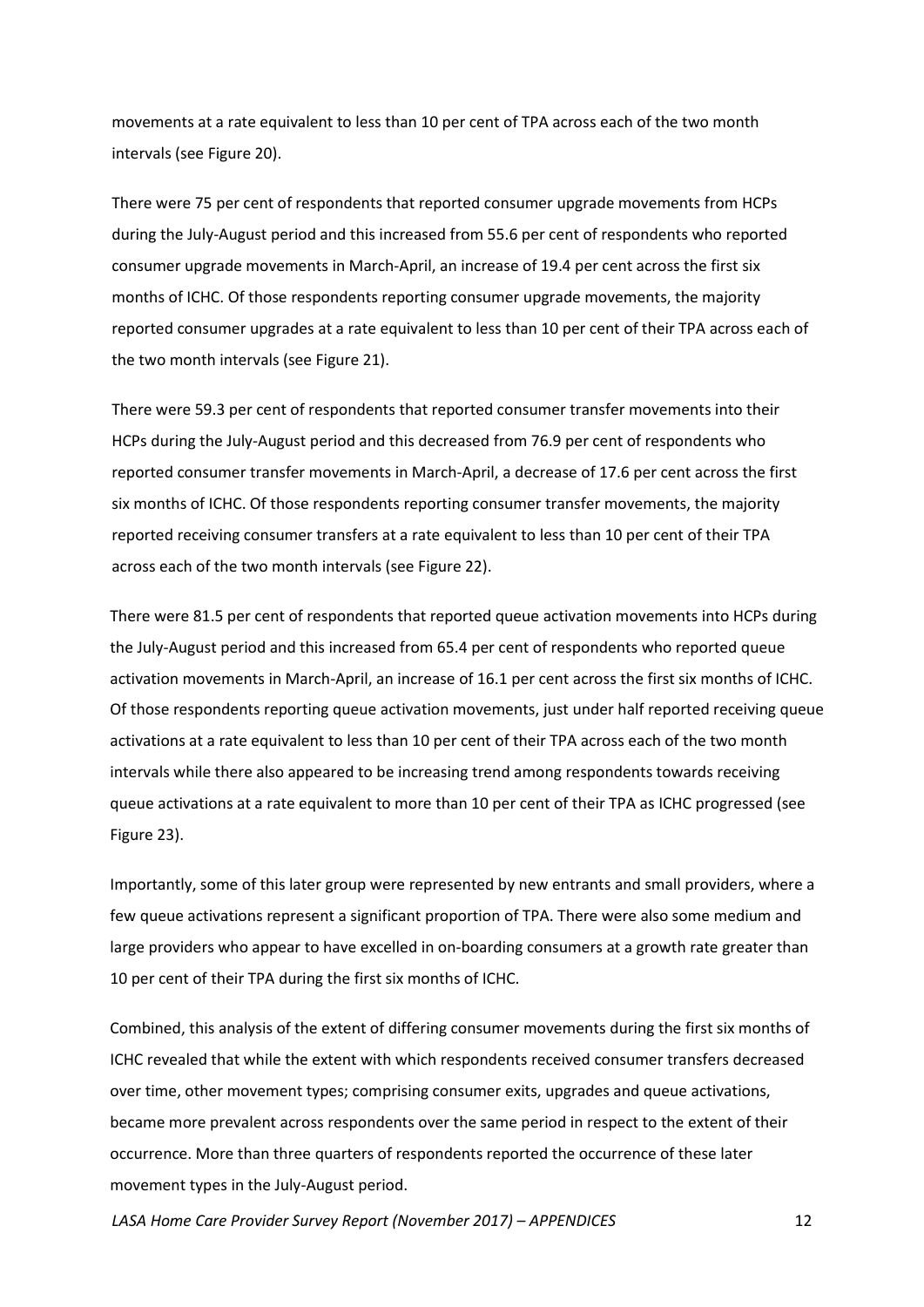movements at a rate equivalent to less than 10 per cent of TPA across each of the two month intervals (see Figure 20).

There were 75 per cent of respondents that reported consumer upgrade movements from HCPs during the July-August period and this increased from 55.6 per cent of respondents who reported consumer upgrade movements in March-April, an increase of 19.4 per cent across the first six months of ICHC. Of those respondents reporting consumer upgrade movements, the majority reported consumer upgrades at a rate equivalent to less than 10 per cent of their TPA across each of the two month intervals (see Figure 21).

There were 59.3 per cent of respondents that reported consumer transfer movements into their HCPs during the July-August period and this decreased from 76.9 per cent of respondents who reported consumer transfer movements in March-April, a decrease of 17.6 per cent across the first six months of ICHC. Of those respondents reporting consumer transfer movements, the majority reported receiving consumer transfers at a rate equivalent to less than 10 per cent of their TPA across each of the two month intervals (see Figure 22).

There were 81.5 per cent of respondents that reported queue activation movements into HCPs during the July-August period and this increased from 65.4 per cent of respondents who reported queue activation movements in March-April, an increase of 16.1 per cent across the first six months of ICHC. Of those respondents reporting queue activation movements, just under half reported receiving queue activations at a rate equivalent to less than 10 per cent of their TPA across each of the two month intervals while there also appeared to be increasing trend among respondents towards receiving queue activations at a rate equivalent to more than 10 per cent of their TPA as ICHC progressed (see Figure 23).

Importantly, some of this later group were represented by new entrants and small providers, where a few queue activations represent a significant proportion of TPA. There were also some medium and large providers who appear to have excelled in on-boarding consumers at a growth rate greater than 10 per cent of their TPA during the first six months of ICHC.

Combined, this analysis of the extent of differing consumer movements during the first six months of ICHC revealed that while the extent with which respondents received consumer transfers decreased over time, other movement types; comprising consumer exits, upgrades and queue activations, became more prevalent across respondents over the same period in respect to the extent of their occurrence. More than three quarters of respondents reported the occurrence of these later movement types in the July-August period.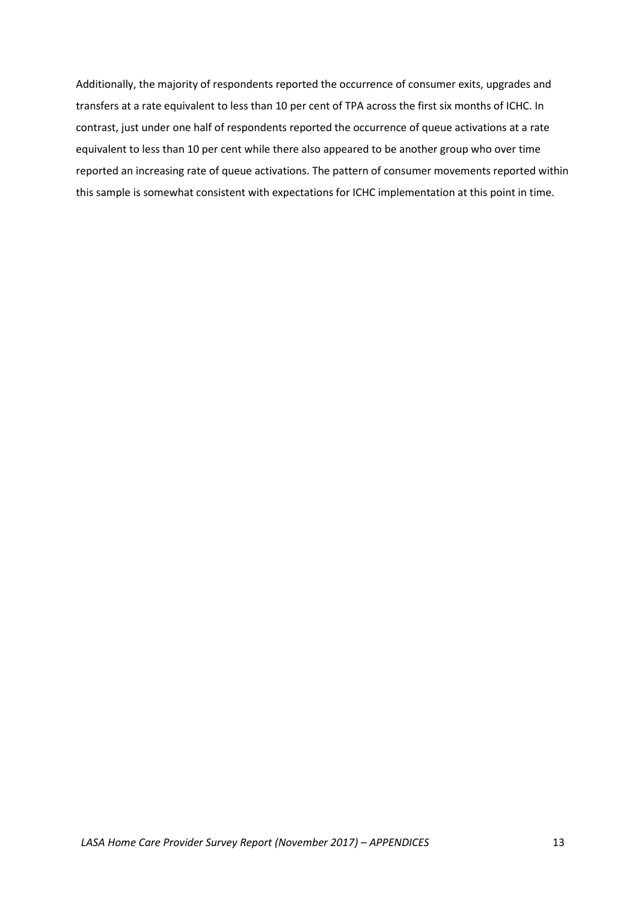Additionally, the majority of respondents reported the occurrence of consumer exits, upgrades and transfers at a rate equivalent to less than 10 per cent of TPA across the first six months of ICHC. In contrast, just under one half of respondents reported the occurrence of queue activations at a rate equivalent to less than 10 per cent while there also appeared to be another group who over time reported an increasing rate of queue activations. The pattern of consumer movements reported within this sample is somewhat consistent with expectations for ICHC implementation at this point in time.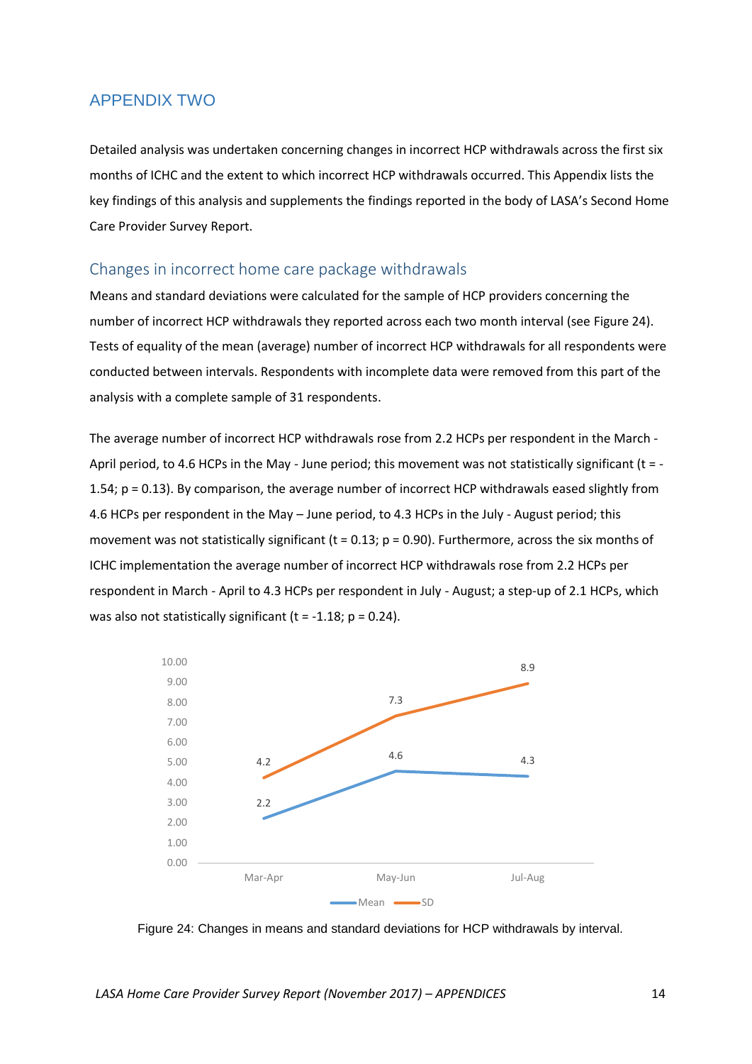## APPENDIX TWO

Detailed analysis was undertaken concerning changes in incorrect HCP withdrawals across the first six months of ICHC and the extent to which incorrect HCP withdrawals occurred. This Appendix lists the key findings of this analysis and supplements the findings reported in the body of LASA's Second Home Care Provider Survey Report.

### Changes in incorrect home care package withdrawals

Means and standard deviations were calculated for the sample of HCP providers concerning the number of incorrect HCP withdrawals they reported across each two month interval (see Figure 24). Tests of equality of the mean (average) number of incorrect HCP withdrawals for all respondents were conducted between intervals. Respondents with incomplete data were removed from this part of the analysis with a complete sample of 31 respondents.

The average number of incorrect HCP withdrawals rose from 2.2 HCPs per respondent in the March - April period, to 4.6 HCPs in the May - June period; this movement was not statistically significant ($t = -1.54$; $p = 0.13$). By comparison, the average number of incorrect HCP withdrawals eased slightly from 4.6 HCPs per respondent in the May – June period, to 4.3 HCPs in the July - August period; this movement was not statistically significant ($t = 0.13$; $p = 0.90$). Furthermore, across the six months of ICHC implementation the average number of incorrect HCP withdrawals rose from 2.2 HCPs per respondent in March - April to 4.3 HCPs per respondent in July - August; a step-up of 2.1 HCPs, which was also not statistically significant ($t = -1.18$; $p = 0.24$).

| | Mar-Apr | May-Jun | Jul-Aug |
|---|---|---|---|
| Mean | 2.2 | 4.6 | 4.3 |
| SD | 4.2 | 7.3 | 8.9 |

Figure 24: Changes in means and standard deviations for HCP withdrawals by interval.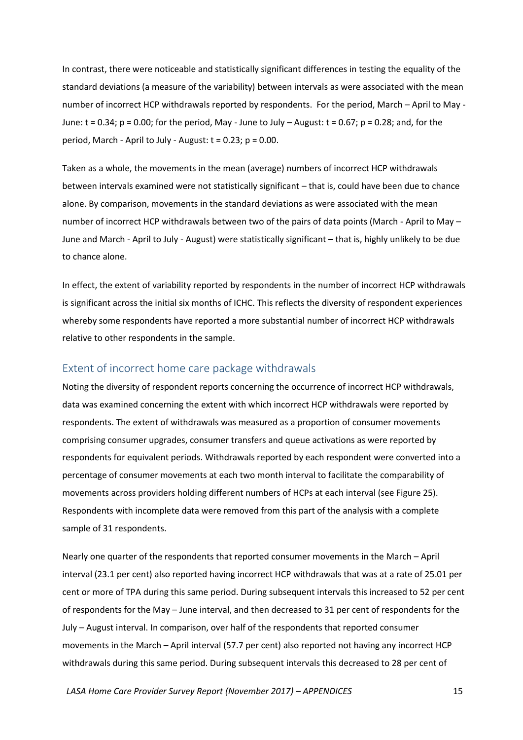In contrast, there were noticeable and statistically significant differences in testing the equality of the standard deviations (a measure of the variability) between intervals as were associated with the mean number of incorrect HCP withdrawals reported by respondents. For the period, March – April to May - June: $t = 0.34$; $p = 0.00$; for the period, May - June to July – August: $t = 0.67$; $p = 0.28$; and, for the period, March - April to July - August: $t = 0.23$; $p = 0.00$.

Taken as a whole, the movements in the mean (average) numbers of incorrect HCP withdrawals between intervals examined were not statistically significant – that is, could have been due to chance alone. By comparison, movements in the standard deviations as were associated with the mean number of incorrect HCP withdrawals between two of the pairs of data points (March - April to May – June and March - April to July - August) were statistically significant – that is, highly unlikely to be due to chance alone.

In effect, the extent of variability reported by respondents in the number of incorrect HCP withdrawals is significant across the initial six months of ICHC. This reflects the diversity of respondent experiences whereby some respondents have reported a more substantial number of incorrect HCP withdrawals relative to other respondents in the sample.

## Extent of incorrect home care package withdrawals

Noting the diversity of respondent reports concerning the occurrence of incorrect HCP withdrawals, data was examined concerning the extent with which incorrect HCP withdrawals were reported by respondents. The extent of withdrawals was measured as a proportion of consumer movements comprising consumer upgrades, consumer transfers and queue activations as were reported by respondents for equivalent periods. Withdrawals reported by each respondent were converted into a percentage of consumer movements at each two month interval to facilitate the comparability of movements across providers holding different numbers of HCPs at each interval (see Figure 25). Respondents with incomplete data were removed from this part of the analysis with a complete sample of 31 respondents.

Nearly one quarter of the respondents that reported consumer movements in the March – April interval (23.1 per cent) also reported having incorrect HCP withdrawals that was at a rate of 25.01 per cent or more of TPA during this same period. During subsequent intervals this increased to 52 per cent of respondents for the May – June interval, and then decreased to 31 per cent of respondents for the July – August interval. In comparison, over half of the respondents that reported consumer movements in the March – April interval (57.7 per cent) also reported not having any incorrect HCP withdrawals during this same period. During subsequent intervals this decreased to 28 per cent of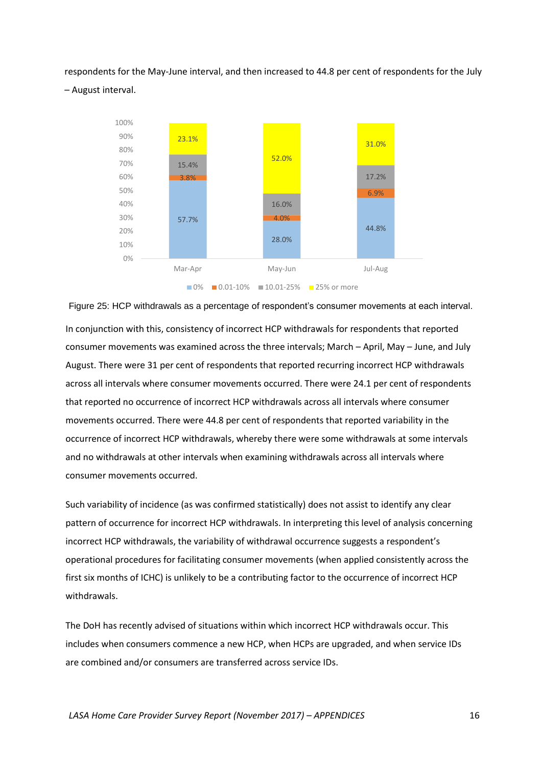respondents for the May-June interval, and then increased to 44.8 per cent of respondents for the July – August interval.

| | Mar-Apr | May-Jun | Jul-Aug |
|---|---|---|---|
| 0% | 57.7% | 28.0% | 44.8% |
| 0.01-10% | 3.8% | 4.0% | 6.9% |
| 10.01-25% | 15.4% | 16.0% | 17.2% |
| 25% or more | 23.1% | 52.0% | 31.0% |

Figure 25: HCP withdrawals as a percentage of respondent's consumer movements at each interval.

In conjunction with this, consistency of incorrect HCP withdrawals for respondents that reported consumer movements was examined across the three intervals; March – April, May – June, and July August. There were 31 per cent of respondents that reported recurring incorrect HCP withdrawals across all intervals where consumer movements occurred. There were 24.1 per cent of respondents that reported no occurrence of incorrect HCP withdrawals across all intervals where consumer movements occurred. There were 44.8 per cent of respondents that reported variability in the occurrence of incorrect HCP withdrawals, whereby there were some withdrawals at some intervals and no withdrawals at other intervals when examining withdrawals across all intervals where consumer movements occurred.

Such variability of incidence (as was confirmed statistically) does not assist to identify any clear pattern of occurrence for incorrect HCP withdrawals. In interpreting this level of analysis concerning incorrect HCP withdrawals, the variability of withdrawal occurrence suggests a respondent's operational procedures for facilitating consumer movements (when applied consistently across the first six months of ICHC) is unlikely to be a contributing factor to the occurrence of incorrect HCP withdrawals.

The DoH has recently advised of situations within which incorrect HCP withdrawals occur. This includes when consumers commence a new HCP, when HCPs are upgraded, and when service IDs are combined and/or consumers are transferred across service IDs.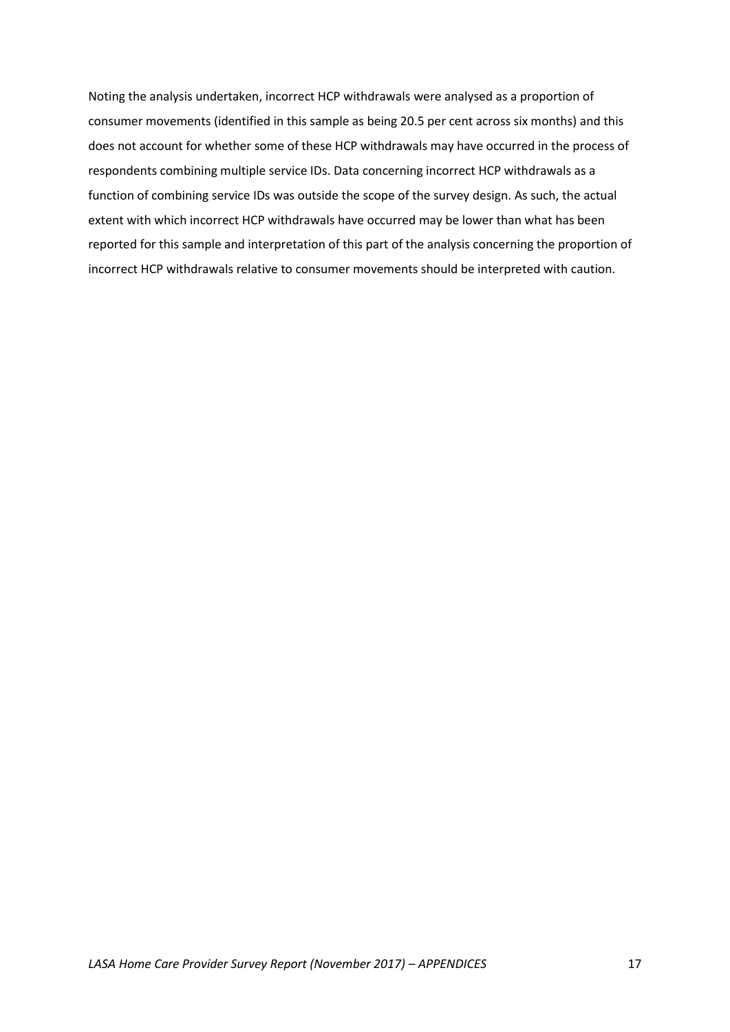Noting the analysis undertaken, incorrect HCP withdrawals were analysed as a proportion of consumer movements (identified in this sample as being 20.5 per cent across six months) and this does not account for whether some of these HCP withdrawals may have occurred in the process of respondents combining multiple service IDs. Data concerning incorrect HCP withdrawals as a function of combining service IDs was outside the scope of the survey design. As such, the actual extent with which incorrect HCP withdrawals have occurred may be lower than what has been reported for this sample and interpretation of this part of the analysis concerning the proportion of incorrect HCP withdrawals relative to consumer movements should be interpreted with caution.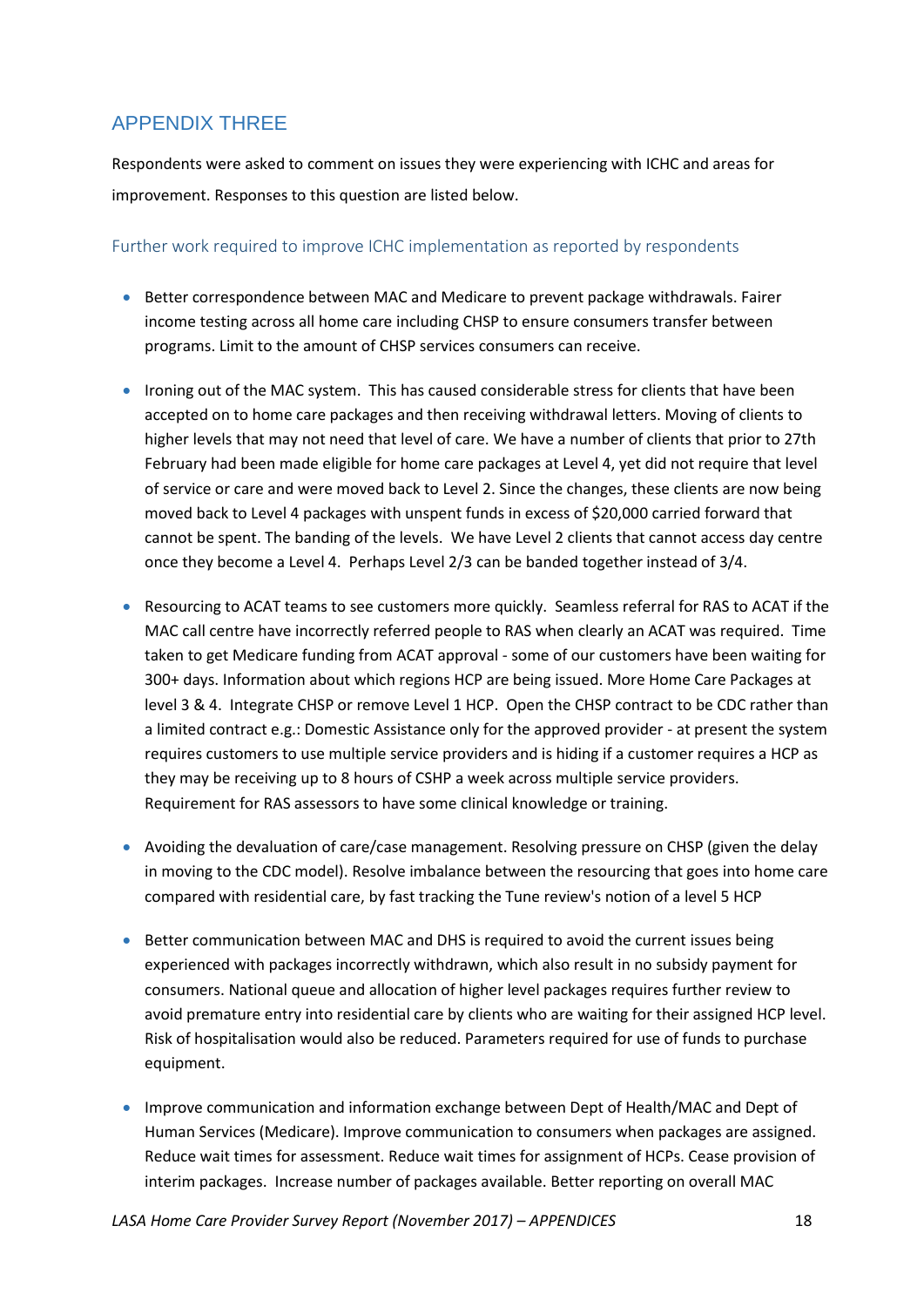## APPENDIX THREE

Respondents were asked to comment on issues they were experiencing with ICHC and areas for improvement. Responses to this question are listed below.

### Further work required to improve ICHC implementation as reported by respondents

- Better correspondence between MAC and Medicare to prevent package withdrawals. Fairer income testing across all home care including CHSP to ensure consumers transfer between programs. Limit to the amount of CHSP services consumers can receive.

- Ironing out of the MAC system. This has caused considerable stress for clients that have been accepted on to home care packages and then receiving withdrawal letters. Moving of clients to higher levels that may not need that level of care. We have a number of clients that prior to 27th February had been made eligible for home care packages at Level 4, yet did not require that level of service or care and were moved back to Level 2. Since the changes, these clients are now being moved back to Level 4 packages with unspent funds in excess of $20,000 carried forward that cannot be spent. The banding of the levels. We have Level 2 clients that cannot access day centre once they become a Level 4. Perhaps Level 2/3 can be banded together instead of 3/4.

- Resourcing to ACAT teams to see customers more quickly. Seamless referral for RAS to ACAT if the MAC call centre have incorrectly referred people to RAS when clearly an ACAT was required. Time taken to get Medicare funding from ACAT approval - some of our customers have been waiting for 300+ days. Information about which regions HCP are being issued. More Home Care Packages at level 3 & 4. Integrate CHSP or remove Level 1 HCP. Open the CHSP contract to be CDC rather than a limited contract e.g.: Domestic Assistance only for the approved provider - at present the system requires customers to use multiple service providers and is hiding if a customer requires a HCP as they may be receiving up to 8 hours of CSHP a week across multiple service providers. Requirement for RAS assessors to have some clinical knowledge or training.

- Avoiding the devaluation of care/case management. Resolving pressure on CHSP (given the delay in moving to the CDC model). Resolve imbalance between the resourcing that goes into home care compared with residential care, by fast tracking the Tune review's notion of a level 5 HCP

- Better communication between MAC and DHS is required to avoid the current issues being experienced with packages incorrectly withdrawn, which also result in no subsidy payment for consumers. National queue and allocation of higher level packages requires further review to avoid premature entry into residential care by clients who are waiting for their assigned HCP level. Risk of hospitalisation would also be reduced. Parameters required for use of funds to purchase equipment.

- Improve communication and information exchange between Dept of Health/MAC and Dept of Human Services (Medicare). Improve communication to consumers when packages are assigned. Reduce wait times for assessment. Reduce wait times for assignment of HCPs. Cease provision of interim packages. Increase number of packages available. Better reporting on overall MAC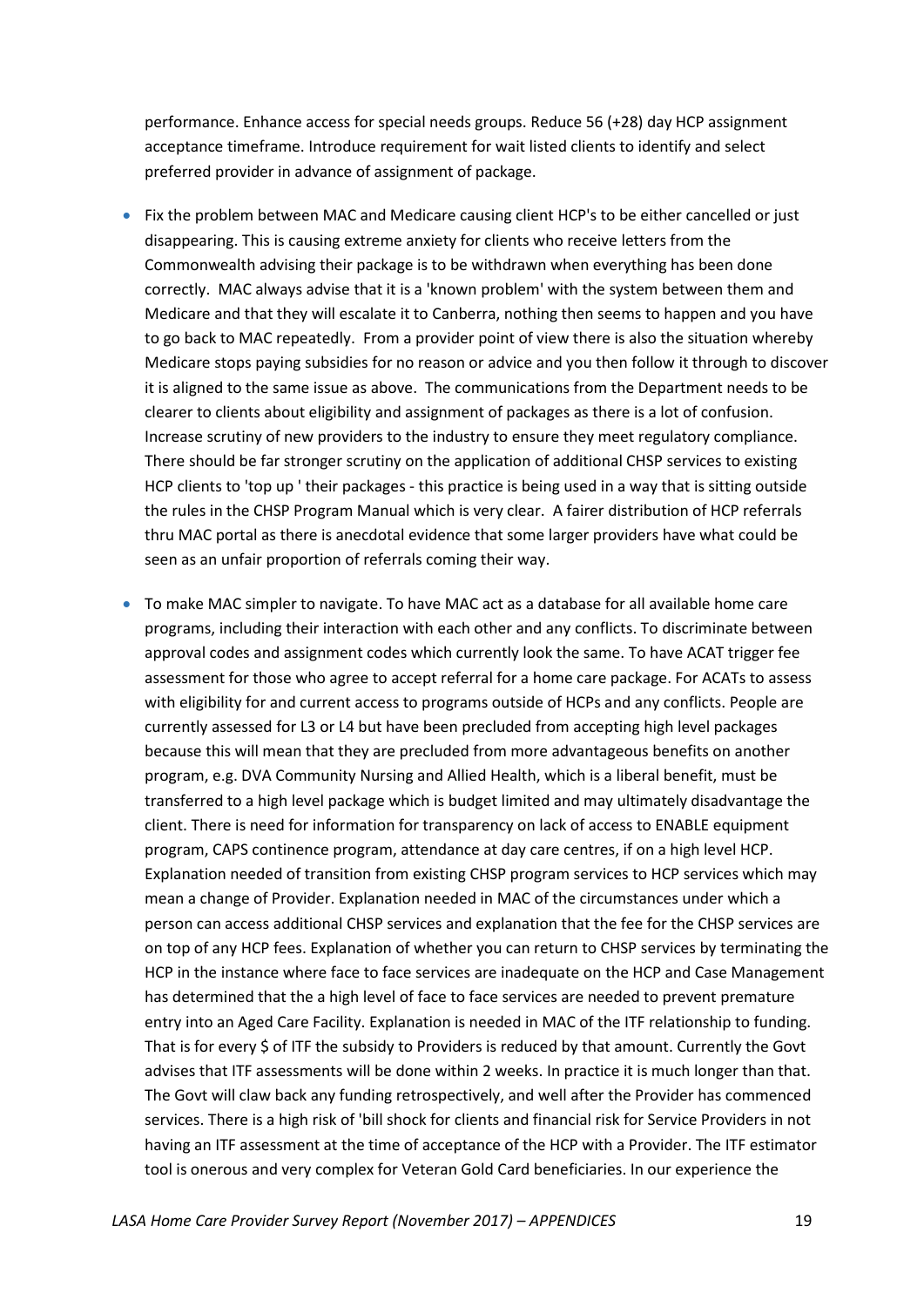performance. Enhance access for special needs groups. Reduce 56 (+28) day HCP assignment acceptance timeframe. Introduce requirement for wait listed clients to identify and select preferred provider in advance of assignment of package.

- Fix the problem between MAC and Medicare causing client HCP's to be either cancelled or just disappearing. This is causing extreme anxiety for clients who receive letters from the Commonwealth advising their package is to be withdrawn when everything has been done correctly. MAC always advise that it is a 'known problem' with the system between them and Medicare and that they will escalate it to Canberra, nothing then seems to happen and you have to go back to MAC repeatedly. From a provider point of view there is also the situation whereby Medicare stops paying subsidies for no reason or advice and you then follow it through to discover it is aligned to the same issue as above. The communications from the Department needs to be clearer to clients about eligibility and assignment of packages as there is a lot of confusion. Increase scrutiny of new providers to the industry to ensure they meet regulatory compliance. There should be far stronger scrutiny on the application of additional CHSP services to existing HCP clients to 'top up ' their packages - this practice is being used in a way that is sitting outside the rules in the CHSP Program Manual which is very clear. A fairer distribution of HCP referrals thru MAC portal as there is anecdotal evidence that some larger providers have what could be seen as an unfair proportion of referrals coming their way.

- To make MAC simpler to navigate. To have MAC act as a database for all available home care programs, including their interaction with each other and any conflicts. To discriminate between approval codes and assignment codes which currently look the same. To have ACAT trigger fee assessment for those who agree to accept referral for a home care package. For ACATs to assess with eligibility for and current access to programs outside of HCPs and any conflicts. People are currently assessed for L3 or L4 but have been precluded from accepting high level packages because this will mean that they are precluded from more advantageous benefits on another program, e.g. DVA Community Nursing and Allied Health, which is a liberal benefit, must be transferred to a high level package which is budget limited and may ultimately disadvantage the client. There is need for information for transparency on lack of access to ENABLE equipment program, CAPS continence program, attendance at day care centres, if on a high level HCP. Explanation needed of transition from existing CHSP program services to HCP services which may mean a change of Provider. Explanation needed in MAC of the circumstances under which a person can access additional CHSP services and explanation that the fee for the CHSP services are on top of any HCP fees. Explanation of whether you can return to CHSP services by terminating the HCP in the instance where face to face services are inadequate on the HCP and Case Management has determined that the a high level of face to face services are needed to prevent premature entry into an Aged Care Facility. Explanation is needed in MAC of the ITF relationship to funding. That is for every $ of ITF the subsidy to Providers is reduced by that amount. Currently the Govt advises that ITF assessments will be done within 2 weeks. In practice it is much longer than that. The Govt will claw back any funding retrospectively, and well after the Provider has commenced services. There is a high risk of 'bill shock for clients and financial risk for Service Providers in not having an ITF assessment at the time of acceptance of the HCP with a Provider. The ITF estimator tool is onerous and very complex for Veteran Gold Card beneficiaries. In our experience the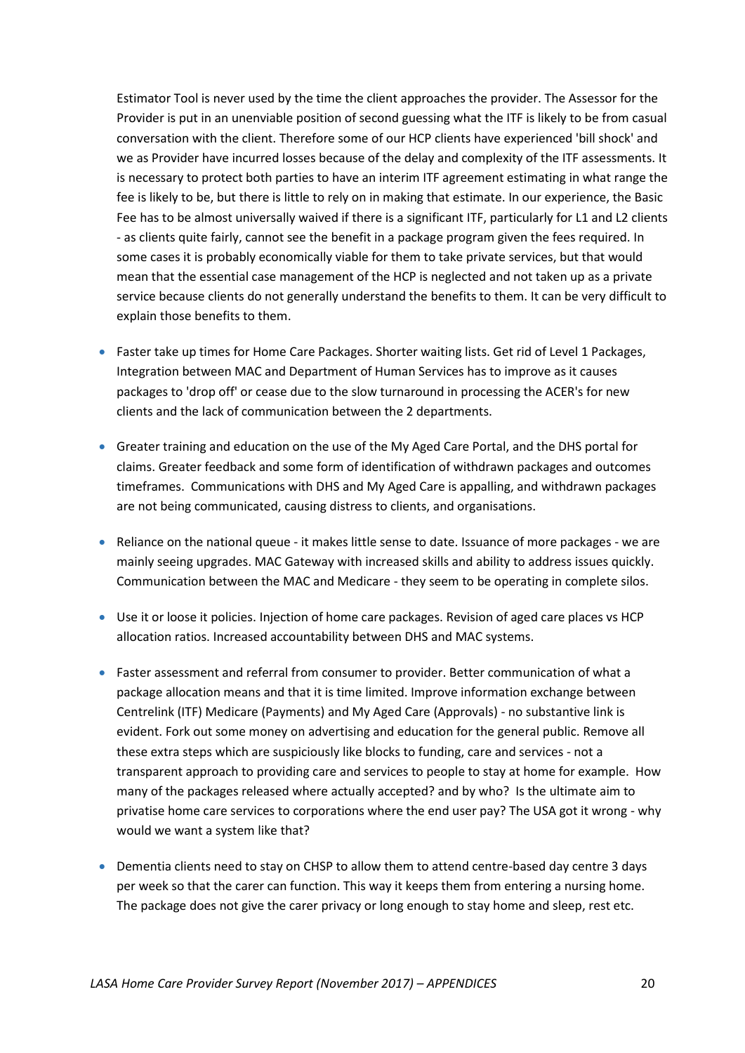Estimator Tool is never used by the time the client approaches the provider. The Assessor for the Provider is put in an unenviable position of second guessing what the ITF is likely to be from casual conversation with the client. Therefore some of our HCP clients have experienced 'bill shock' and we as Provider have incurred losses because of the delay and complexity of the ITF assessments. It is necessary to protect both parties to have an interim ITF agreement estimating in what range the fee is likely to be, but there is little to rely on in making that estimate. In our experience, the Basic Fee has to be almost universally waived if there is a significant ITF, particularly for L1 and L2 clients - as clients quite fairly, cannot see the benefit in a package program given the fees required. In some cases it is probably economically viable for them to take private services, but that would mean that the essential case management of the HCP is neglected and not taken up as a private service because clients do not generally understand the benefits to them. It can be very difficult to explain those benefits to them.

- Faster take up times for Home Care Packages. Shorter waiting lists. Get rid of Level 1 Packages, Integration between MAC and Department of Human Services has to improve as it causes packages to 'drop off' or cease due to the slow turnaround in processing the ACER's for new clients and the lack of communication between the 2 departments.

- Greater training and education on the use of the My Aged Care Portal, and the DHS portal for claims. Greater feedback and some form of identification of withdrawn packages and outcomes timeframes. Communications with DHS and My Aged Care is appalling, and withdrawn packages are not being communicated, causing distress to clients, and organisations.

- Reliance on the national queue - it makes little sense to date. Issuance of more packages - we are mainly seeing upgrades. MAC Gateway with increased skills and ability to address issues quickly. Communication between the MAC and Medicare - they seem to be operating in complete silos.

- Use it or loose it policies. Injection of home care packages. Revision of aged care places vs HCP allocation ratios. Increased accountability between DHS and MAC systems.

- Faster assessment and referral from consumer to provider. Better communication of what a package allocation means and that it is time limited. Improve information exchange between Centrelink (ITF) Medicare (Payments) and My Aged Care (Approvals) - no substantive link is evident. Fork out some money on advertising and education for the general public. Remove all these extra steps which are suspiciously like blocks to funding, care and services - not a transparent approach to providing care and services to people to stay at home for example. How many of the packages released where actually accepted? and by who? Is the ultimate aim to privatise home care services to corporations where the end user pay? The USA got it wrong - why would we want a system like that?

- Dementia clients need to stay on CHSP to allow them to attend centre-based day centre 3 days per week so that the carer can function. This way it keeps them from entering a nursing home. The package does not give the carer privacy or long enough to stay home and sleep, rest etc.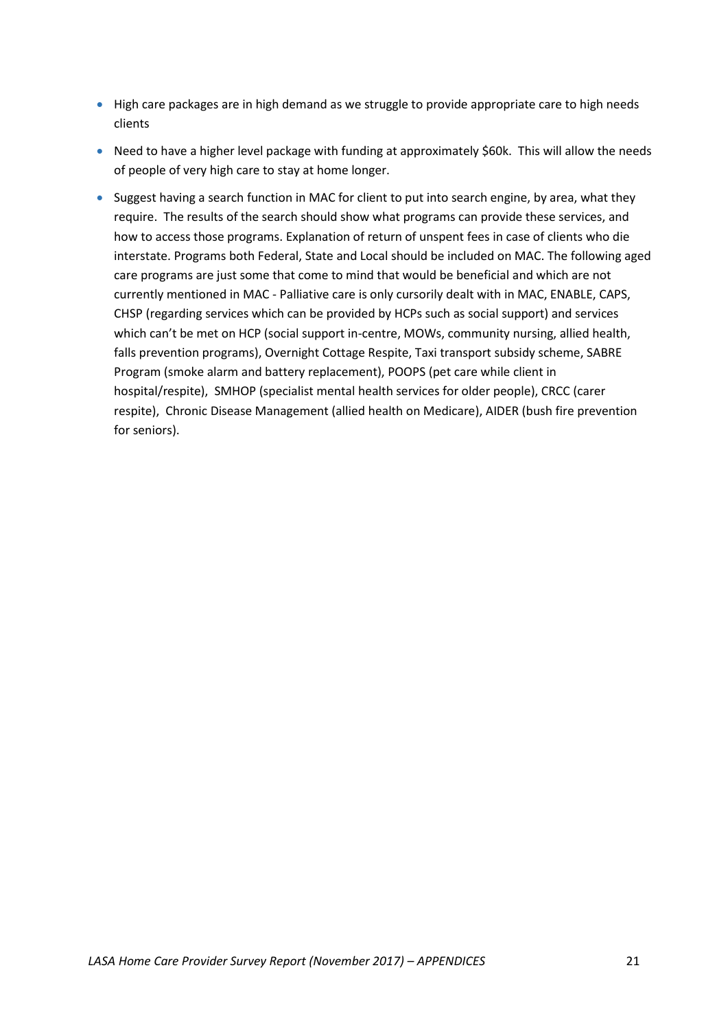- High care packages are in high demand as we struggle to provide appropriate care to high needs clients
- Need to have a higher level package with funding at approximately $60k. This will allow the needs of people of very high care to stay at home longer.
- Suggest having a search function in MAC for client to put into search engine, by area, what they require. The results of the search should show what programs can provide these services, and how to access those programs. Explanation of return of unspent fees in case of clients who die interstate. Programs both Federal, State and Local should be included on MAC. The following aged care programs are just some that come to mind that would be beneficial and which are not currently mentioned in MAC - Palliative care is only cursorily dealt with in MAC, ENABLE, CAPS, CHSP (regarding services which can be provided by HCPs such as social support) and services which can't be met on HCP (social support in-centre, MOWs, community nursing, allied health, falls prevention programs), Overnight Cottage Respite, Taxi transport subsidy scheme, SABRE Program (smoke alarm and battery replacement), POOPS (pet care while client in hospital/respite), SMHOP (specialist mental health services for older people), CRCC (carer respite), Chronic Disease Management (allied health on Medicare), AIDER (bush fire prevention for seniors).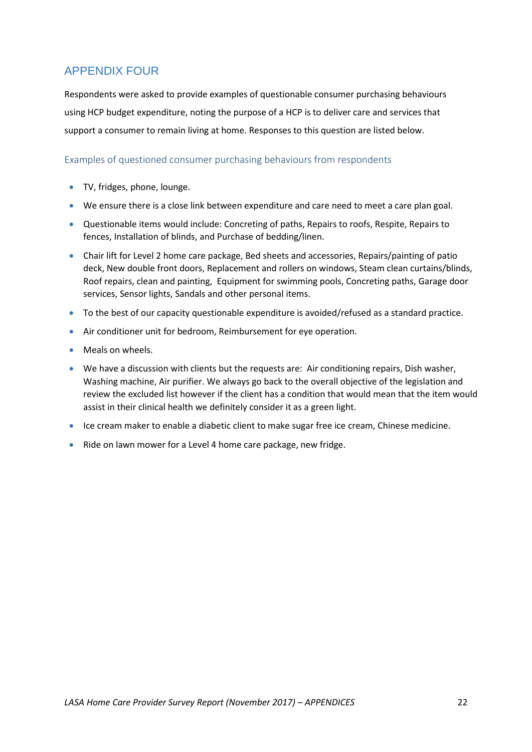# APPENDIX FOUR

Respondents were asked to provide examples of questionable consumer purchasing behaviours using HCP budget expenditure, noting the purpose of a HCP is to deliver care and services that support a consumer to remain living at home. Responses to this question are listed below.

## Examples of questioned consumer purchasing behaviours from respondents

- TV, fridges, phone, lounge.
- We ensure there is a close link between expenditure and care need to meet a care plan goal.
- Questionable items would include: Concreting of paths, Repairs to roofs, Respite, Repairs to fences, Installation of blinds, and Purchase of bedding/linen.
- Chair lift for Level 2 home care package, Bed sheets and accessories, Repairs/painting of patio deck, New double front doors, Replacement and rollers on windows, Steam clean curtains/blinds, Roof repairs, clean and painting, Equipment for swimming pools, Concreting paths, Garage door services, Sensor lights, Sandals and other personal items.
- To the best of our capacity questionable expenditure is avoided/refused as a standard practice.
- Air conditioner unit for bedroom, Reimbursement for eye operation.
- Meals on wheels.
- We have a discussion with clients but the requests are: Air conditioning repairs, Dish washer, Washing machine, Air purifier. We always go back to the overall objective of the legislation and review the excluded list however if the client has a condition that would mean that the item would assist in their clinical health we definitely consider it as a green light.
- Ice cream maker to enable a diabetic client to make sugar free ice cream, Chinese medicine.
- Ride on lawn mower for a Level 4 home care package, new fridge.